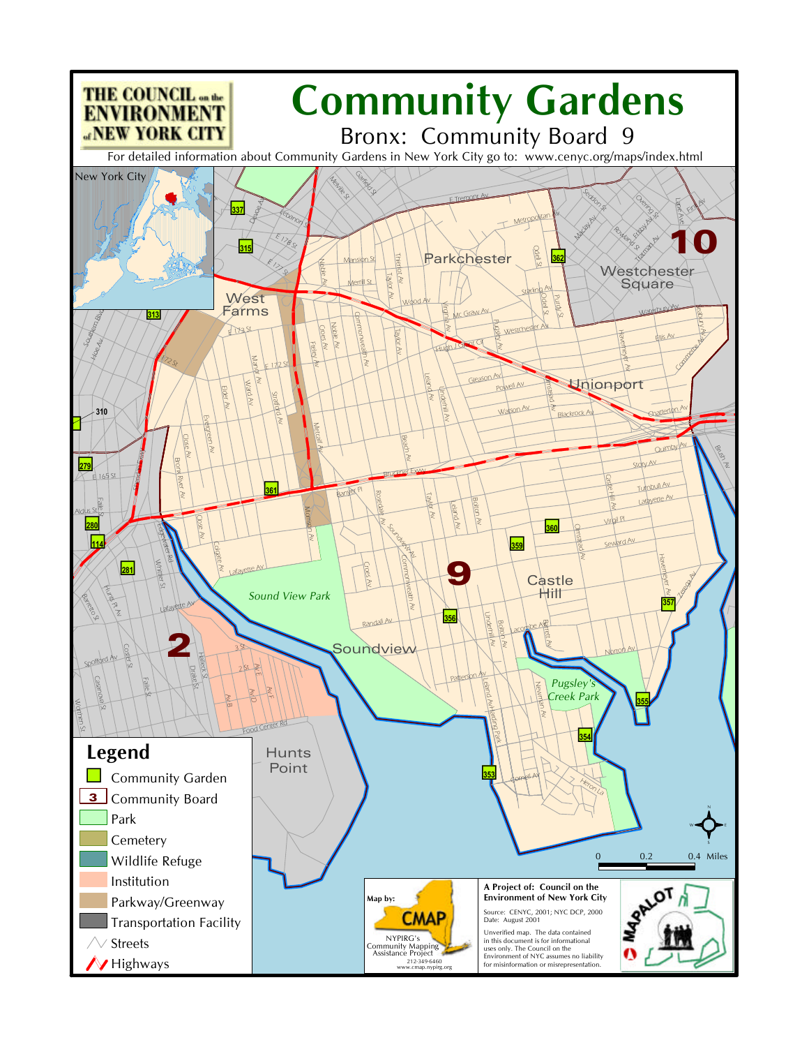# Community Gardens

## Bronx: Community Board 9

THE COUNCIL on the ENVIRONMENT of NEW YORK CITY

For detailed information about Community Gardens in New York City go to: www.cenyc.org/maps/index.html

## Legend

- Community Garden
- 3 Community Board
- Park
- Cemetery
- Wildlife Refuge
- Institution
- Parkway/Greenway
- Transportation Facility
- Streets
- Highways

0 — 0.2 — 0.4 Miles

Map by: CMAP
NYPIRG's Community Mapping Assistance Project
212-349-6460
www.cmap.nypirg.org

**A Project of: Council on the Environment of New York City**

Source: CENYC, 2001; NYC DCP, 2000
Date: August 2001

Unverified map. The data contained in this document is for informational uses only. The Council on the Environment of NYC assumes no liability for misinformation or misrepresentation.

MAPALOT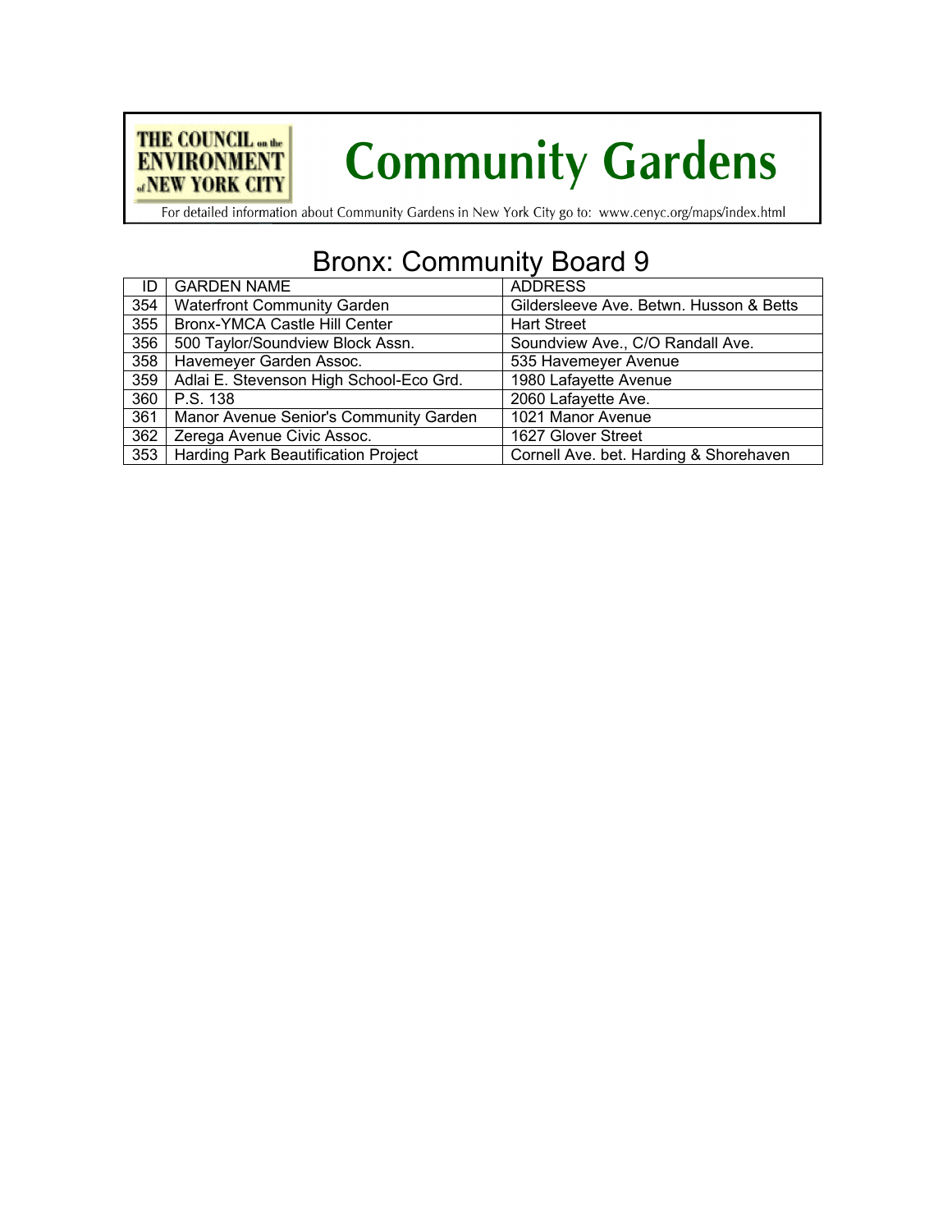THE COUNCIL on the ENVIRONMENT of NEW YORK CITY

# Community Gardens

For detailed information about Community Gardens in New York City go to: www.cenyc.org/maps/index.html

## Bronx: Community Board 9

| ID | GARDEN NAME | ADDRESS |
|---|---|---|
| 354 | Waterfront Community Garden | Gildersleeve Ave. Betwn. Husson & Betts |
| 355 | Bronx-YMCA Castle Hill Center | Hart Street |
| 356 | 500 Taylor/Soundview Block Assn. | Soundview Ave., C/O Randall Ave. |
| 358 | Havemeyer Garden Assoc. | 535 Havemeyer Avenue |
| 359 | Adlai E. Stevenson High School-Eco Grd. | 1980 Lafayette Avenue |
| 360 | P.S. 138 | 2060 Lafayette Ave. |
| 361 | Manor Avenue Senior's Community Garden | 1021 Manor Avenue |
| 362 | Zerega Avenue Civic Assoc. | 1627 Glover Street |
| 353 | Harding Park Beautification Project | Cornell Ave. bet. Harding & Shorehaven |